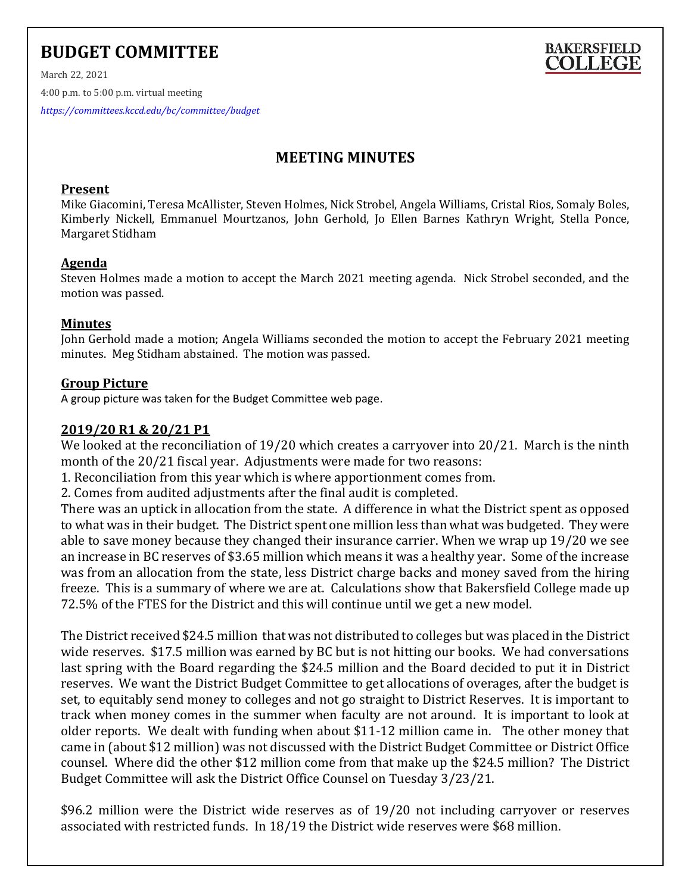# BUDGET COMMITTEE

March 22, 2021

4:00 p.m. to 5:00 p.m. virtual meeting

*https://committees.kccd.edu/bc/committee/budget*

BAKERSFIELD COLLEGE

## MEETING MINUTES

### Present

Mike Giacomini, Teresa McAllister, Steven Holmes, Nick Strobel, Angela Williams, Cristal Rios, Somaly Boles, Kimberly Nickell, Emmanuel Mourtzanos, John Gerhold, Jo Ellen Barnes Kathryn Wright, Stella Ponce, Margaret Stidham

### Agenda

Steven Holmes made a motion to accept the March 2021 meeting agenda. Nick Strobel seconded, and the motion was passed.

### Minutes

John Gerhold made a motion; Angela Williams seconded the motion to accept the February 2021 meeting minutes. Meg Stidham abstained. The motion was passed.

### Group Picture

A group picture was taken for the Budget Committee web page.

### 2019/20 R1 & 20/21 P1

We looked at the reconciliation of 19/20 which creates a carryover into 20/21. March is the ninth month of the 20/21 fiscal year. Adjustments were made for two reasons:

1. Reconciliation from this year which is where apportionment comes from.
2. Comes from audited adjustments after the final audit is completed.

There was an uptick in allocation from the state. A difference in what the District spent as opposed to what was in their budget. The District spent one million less than what was budgeted. They were able to save money because they changed their insurance carrier. When we wrap up 19/20 we see an increase in BC reserves of $3.65 million which means it was a healthy year. Some of the increase was from an allocation from the state, less District charge backs and money saved from the hiring freeze. This is a summary of where we are at. Calculations show that Bakersfield College made up 72.5% of the FTES for the District and this will continue until we get a new model.

The District received $24.5 million that was not distributed to colleges but was placed in the District wide reserves. $17.5 million was earned by BC but is not hitting our books. We had conversations last spring with the Board regarding the $24.5 million and the Board decided to put it in District reserves. We want the District Budget Committee to get allocations of overages, after the budget is set, to equitably send money to colleges and not go straight to District Reserves. It is important to track when money comes in the summer when faculty are not around. It is important to look at older reports. We dealt with funding when about $11-12 million came in. The other money that came in (about $12 million) was not discussed with the District Budget Committee or District Office counsel. Where did the other $12 million come from that make up the $24.5 million? The District Budget Committee will ask the District Office Counsel on Tuesday 3/23/21.

$96.2 million were the District wide reserves as of 19/20 not including carryover or reserves associated with restricted funds. In 18/19 the District wide reserves were $68 million.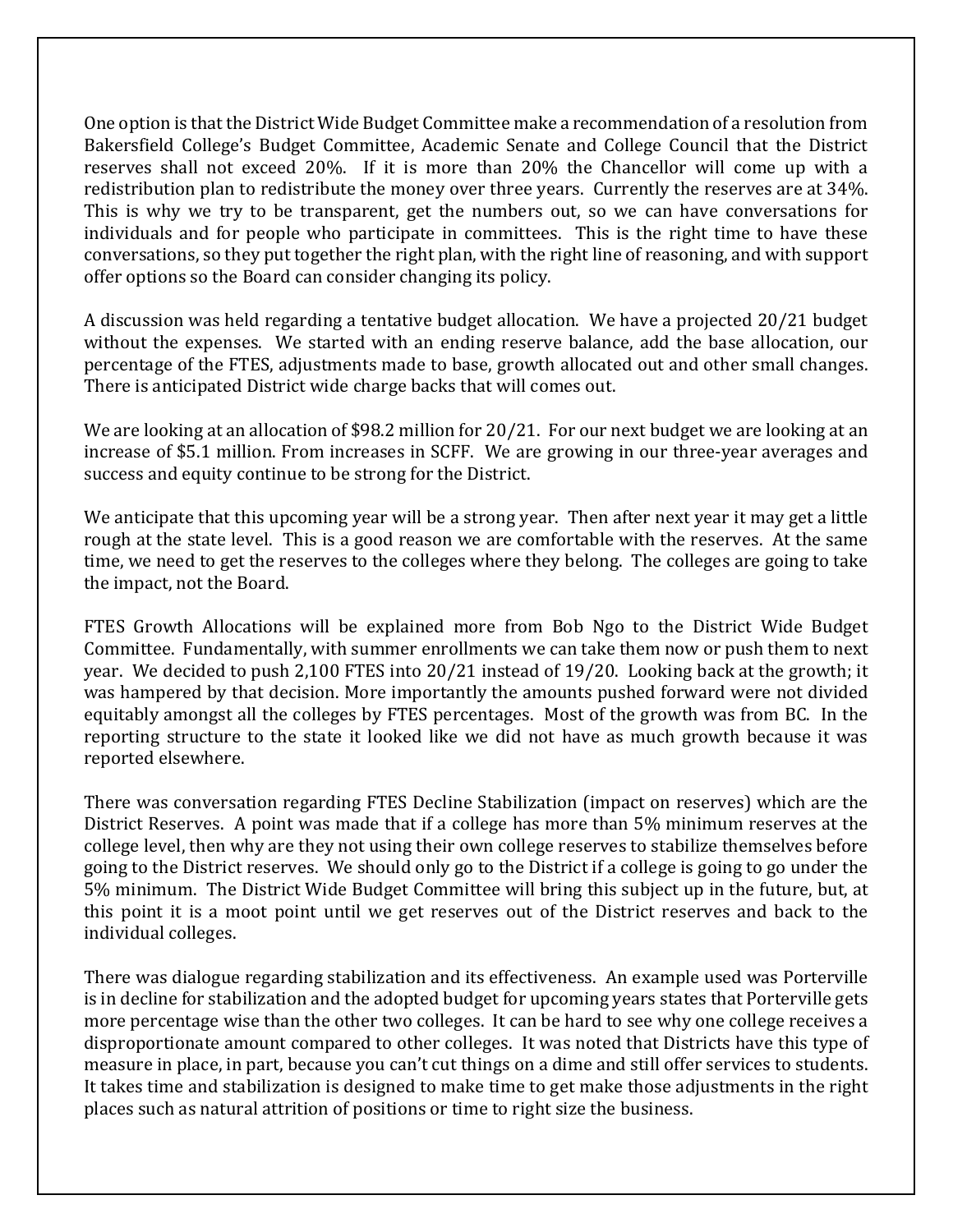One option is that the District Wide Budget Committee make a recommendation of a resolution from Bakersfield College's Budget Committee, Academic Senate and College Council that the District reserves shall not exceed 20%. If it is more than 20% the Chancellor will come up with a redistribution plan to redistribute the money over three years. Currently the reserves are at 34%. This is why we try to be transparent, get the numbers out, so we can have conversations for individuals and for people who participate in committees. This is the right time to have these conversations, so they put together the right plan, with the right line of reasoning, and with support offer options so the Board can consider changing its policy.

A discussion was held regarding a tentative budget allocation. We have a projected 20/21 budget without the expenses. We started with an ending reserve balance, add the base allocation, our percentage of the FTES, adjustments made to base, growth allocated out and other small changes. There is anticipated District wide charge backs that will comes out.

We are looking at an allocation of $98.2 million for 20/21. For our next budget we are looking at an increase of $5.1 million. From increases in SCFF. We are growing in our three-year averages and success and equity continue to be strong for the District.

We anticipate that this upcoming year will be a strong year. Then after next year it may get a little rough at the state level. This is a good reason we are comfortable with the reserves. At the same time, we need to get the reserves to the colleges where they belong. The colleges are going to take the impact, not the Board.

FTES Growth Allocations will be explained more from Bob Ngo to the District Wide Budget Committee. Fundamentally, with summer enrollments we can take them now or push them to next year. We decided to push 2,100 FTES into 20/21 instead of 19/20. Looking back at the growth; it was hampered by that decision. More importantly the amounts pushed forward were not divided equitably amongst all the colleges by FTES percentages. Most of the growth was from BC. In the reporting structure to the state it looked like we did not have as much growth because it was reported elsewhere.

There was conversation regarding FTES Decline Stabilization (impact on reserves) which are the District Reserves. A point was made that if a college has more than 5% minimum reserves at the college level, then why are they not using their own college reserves to stabilize themselves before going to the District reserves. We should only go to the District if a college is going to go under the 5% minimum. The District Wide Budget Committee will bring this subject up in the future, but, at this point it is a moot point until we get reserves out of the District reserves and back to the individual colleges.

There was dialogue regarding stabilization and its effectiveness. An example used was Porterville is in decline for stabilization and the adopted budget for upcoming years states that Porterville gets more percentage wise than the other two colleges. It can be hard to see why one college receives a disproportionate amount compared to other colleges. It was noted that Districts have this type of measure in place, in part, because you can't cut things on a dime and still offer services to students. It takes time and stabilization is designed to make time to get make those adjustments in the right places such as natural attrition of positions or time to right size the business.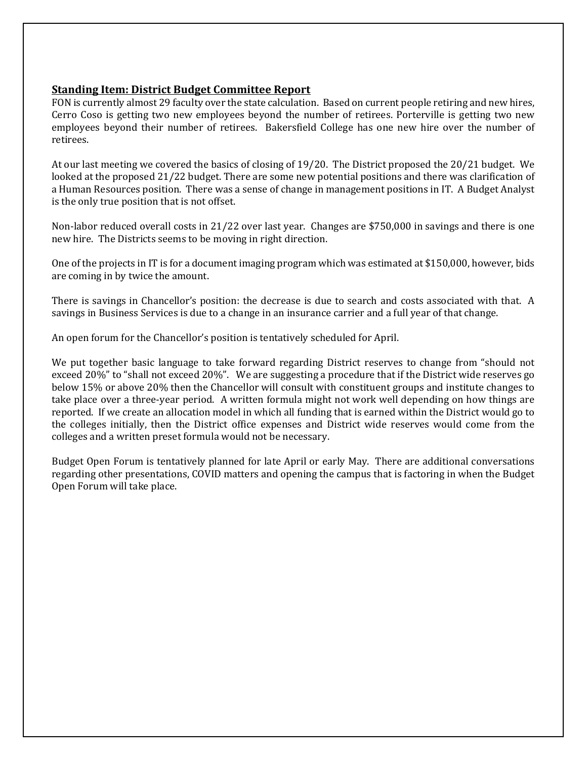**Standing Item: District Budget Committee Report**

FON is currently almost 29 faculty over the state calculation. Based on current people retiring and new hires, Cerro Coso is getting two new employees beyond the number of retirees. Porterville is getting two new employees beyond their number of retirees. Bakersfield College has one new hire over the number of retirees.

At our last meeting we covered the basics of closing of 19/20. The District proposed the 20/21 budget. We looked at the proposed 21/22 budget. There are some new potential positions and there was clarification of a Human Resources position. There was a sense of change in management positions in IT. A Budget Analyst is the only true position that is not offset.

Non-labor reduced overall costs in 21/22 over last year. Changes are $750,000 in savings and there is one new hire. The Districts seems to be moving in right direction.

One of the projects in IT is for a document imaging program which was estimated at $150,000, however, bids are coming in by twice the amount.

There is savings in Chancellor's position: the decrease is due to search and costs associated with that. A savings in Business Services is due to a change in an insurance carrier and a full year of that change.

An open forum for the Chancellor's position is tentatively scheduled for April.

We put together basic language to take forward regarding District reserves to change from "should not exceed 20%" to "shall not exceed 20%". We are suggesting a procedure that if the District wide reserves go below 15% or above 20% then the Chancellor will consult with constituent groups and institute changes to take place over a three-year period. A written formula might not work well depending on how things are reported. If we create an allocation model in which all funding that is earned within the District would go to the colleges initially, then the District office expenses and District wide reserves would come from the colleges and a written preset formula would not be necessary.

Budget Open Forum is tentatively planned for late April or early May. There are additional conversations regarding other presentations, COVID matters and opening the campus that is factoring in when the Budget Open Forum will take place.